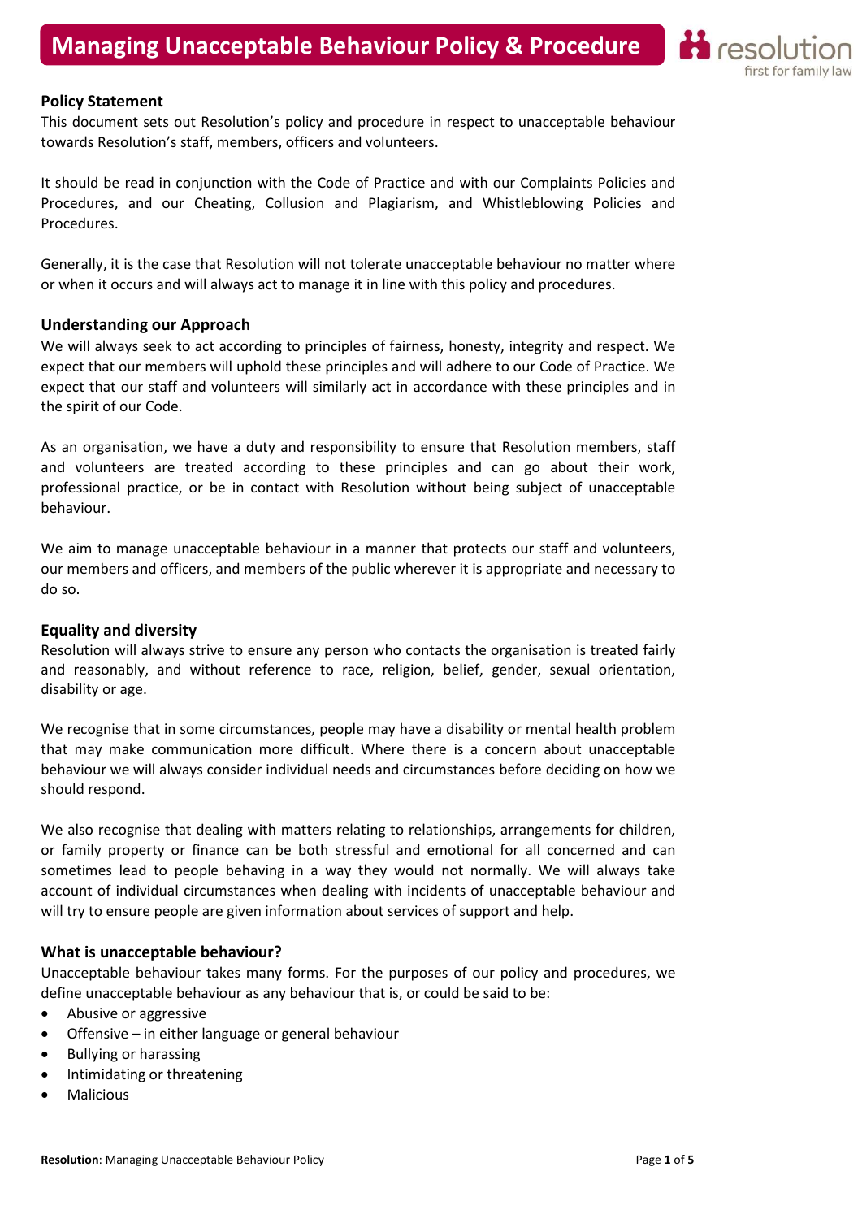# Managing Unacceptable Behaviour Policy & Procedure

## Policy Statement

This document sets out Resolution's policy and procedure in respect to unacceptable behaviour towards Resolution's staff, members, officers and volunteers.

It should be read in conjunction with the Code of Practice and with our Complaints Policies and Procedures, and our Cheating, Collusion and Plagiarism, and Whistleblowing Policies and Procedures.

Generally, it is the case that Resolution will not tolerate unacceptable behaviour no matter where or when it occurs and will always act to manage it in line with this policy and procedures.

## Understanding our Approach

We will always seek to act according to principles of fairness, honesty, integrity and respect. We expect that our members will uphold these principles and will adhere to our Code of Practice. We expect that our staff and volunteers will similarly act in accordance with these principles and in the spirit of our Code.

As an organisation, we have a duty and responsibility to ensure that Resolution members, staff and volunteers are treated according to these principles and can go about their work, professional practice, or be in contact with Resolution without being subject of unacceptable behaviour.

We aim to manage unacceptable behaviour in a manner that protects our staff and volunteers, our members and officers, and members of the public wherever it is appropriate and necessary to do so.

## Equality and diversity

Resolution will always strive to ensure any person who contacts the organisation is treated fairly and reasonably, and without reference to race, religion, belief, gender, sexual orientation, disability or age.

We recognise that in some circumstances, people may have a disability or mental health problem that may make communication more difficult. Where there is a concern about unacceptable behaviour we will always consider individual needs and circumstances before deciding on how we should respond.

We also recognise that dealing with matters relating to relationships, arrangements for children, or family property or finance can be both stressful and emotional for all concerned and can sometimes lead to people behaving in a way they would not normally. We will always take account of individual circumstances when dealing with incidents of unacceptable behaviour and will try to ensure people are given information about services of support and help.

## What is unacceptable behaviour?

Unacceptable behaviour takes many forms. For the purposes of our policy and procedures, we define unacceptable behaviour as any behaviour that is, or could be said to be:

- Abusive or aggressive
- Offensive – in either language or general behaviour
- Bullying or harassing
- Intimidating or threatening
- Malicious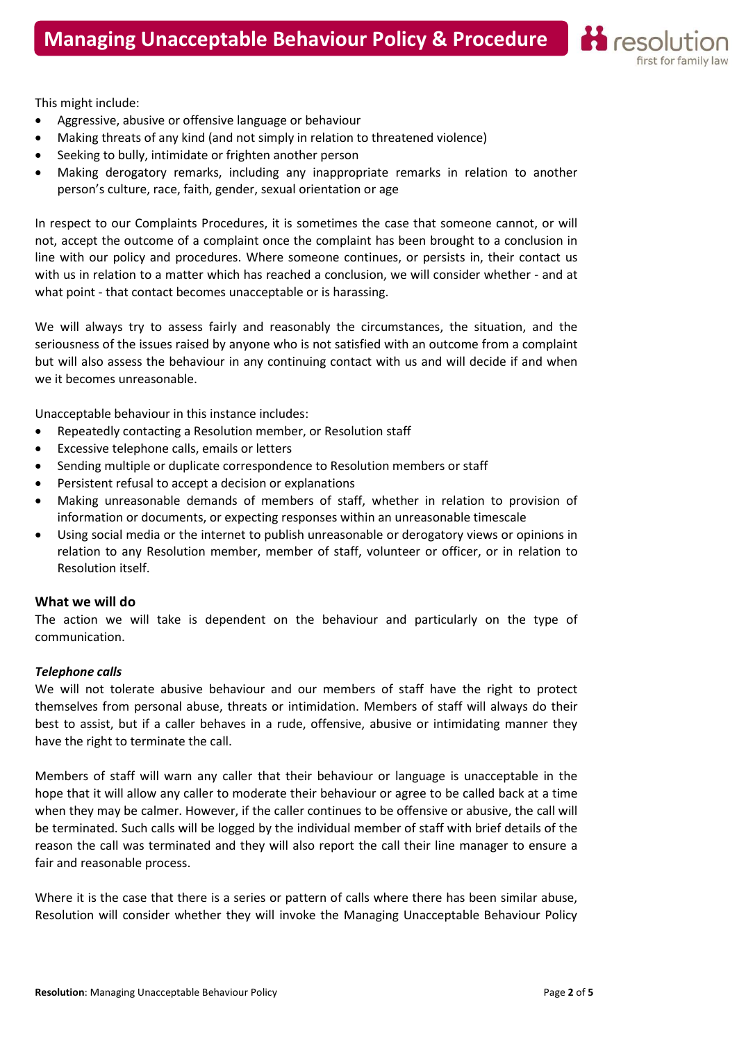This might include:

- Aggressive, abusive or offensive language or behaviour
- Making threats of any kind (and not simply in relation to threatened violence)
- Seeking to bully, intimidate or frighten another person
- Making derogatory remarks, including any inappropriate remarks in relation to another person's culture, race, faith, gender, sexual orientation or age

In respect to our Complaints Procedures, it is sometimes the case that someone cannot, or will not, accept the outcome of a complaint once the complaint has been brought to a conclusion in line with our policy and procedures. Where someone continues, or persists in, their contact us with us in relation to a matter which has reached a conclusion, we will consider whether - and at what point - that contact becomes unacceptable or is harassing.

We will always try to assess fairly and reasonably the circumstances, the situation, and the seriousness of the issues raised by anyone who is not satisfied with an outcome from a complaint but will also assess the behaviour in any continuing contact with us and will decide if and when we it becomes unreasonable.

Unacceptable behaviour in this instance includes:

- Repeatedly contacting a Resolution member, or Resolution staff
- Excessive telephone calls, emails or letters
- Sending multiple or duplicate correspondence to Resolution members or staff
- Persistent refusal to accept a decision or explanations
- Making unreasonable demands of members of staff, whether in relation to provision of information or documents, or expecting responses within an unreasonable timescale
- Using social media or the internet to publish unreasonable or derogatory views or opinions in relation to any Resolution member, member of staff, volunteer or officer, or in relation to Resolution itself.

### What we will do

The action we will take is dependent on the behaviour and particularly on the type of communication.

***Telephone calls***

We will not tolerate abusive behaviour and our members of staff have the right to protect themselves from personal abuse, threats or intimidation. Members of staff will always do their best to assist, but if a caller behaves in a rude, offensive, abusive or intimidating manner they have the right to terminate the call.

Members of staff will warn any caller that their behaviour or language is unacceptable in the hope that it will allow any caller to moderate their behaviour or agree to be called back at a time when they may be calmer. However, if the caller continues to be offensive or abusive, the call will be terminated. Such calls will be logged by the individual member of staff with brief details of the reason the call was terminated and they will also report the call their line manager to ensure a fair and reasonable process.

Where it is the case that there is a series or pattern of calls where there has been similar abuse, Resolution will consider whether they will invoke the Managing Unacceptable Behaviour Policy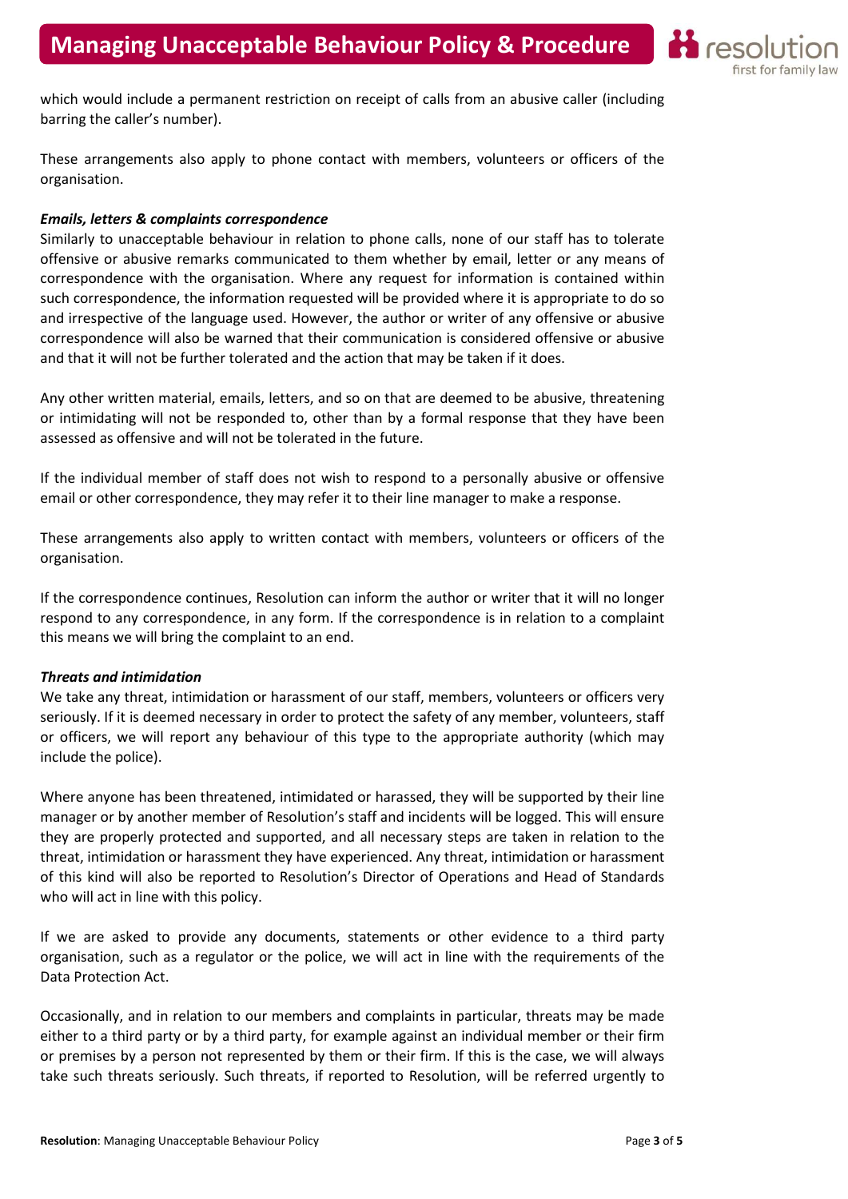which would include a permanent restriction on receipt of calls from an abusive caller (including barring the caller's number).

These arrangements also apply to phone contact with members, volunteers or officers of the organisation.

***Emails, letters & complaints correspondence***

Similarly to unacceptable behaviour in relation to phone calls, none of our staff has to tolerate offensive or abusive remarks communicated to them whether by email, letter or any means of correspondence with the organisation. Where any request for information is contained within such correspondence, the information requested will be provided where it is appropriate to do so and irrespective of the language used. However, the author or writer of any offensive or abusive correspondence will also be warned that their communication is considered offensive or abusive and that it will not be further tolerated and the action that may be taken if it does.

Any other written material, emails, letters, and so on that are deemed to be abusive, threatening or intimidating will not be responded to, other than by a formal response that they have been assessed as offensive and will not be tolerated in the future.

If the individual member of staff does not wish to respond to a personally abusive or offensive email or other correspondence, they may refer it to their line manager to make a response.

These arrangements also apply to written contact with members, volunteers or officers of the organisation.

If the correspondence continues, Resolution can inform the author or writer that it will no longer respond to any correspondence, in any form. If the correspondence is in relation to a complaint this means we will bring the complaint to an end.

***Threats and intimidation***

We take any threat, intimidation or harassment of our staff, members, volunteers or officers very seriously. If it is deemed necessary in order to protect the safety of any member, volunteers, staff or officers, we will report any behaviour of this type to the appropriate authority (which may include the police).

Where anyone has been threatened, intimidated or harassed, they will be supported by their line manager or by another member of Resolution's staff and incidents will be logged. This will ensure they are properly protected and supported, and all necessary steps are taken in relation to the threat, intimidation or harassment they have experienced. Any threat, intimidation or harassment of this kind will also be reported to Resolution's Director of Operations and Head of Standards who will act in line with this policy.

If we are asked to provide any documents, statements or other evidence to a third party organisation, such as a regulator or the police, we will act in line with the requirements of the Data Protection Act.

Occasionally, and in relation to our members and complaints in particular, threats may be made either to a third party or by a third party, for example against an individual member or their firm or premises by a person not represented by them or their firm. If this is the case, we will always take such threats seriously. Such threats, if reported to Resolution, will be referred urgently to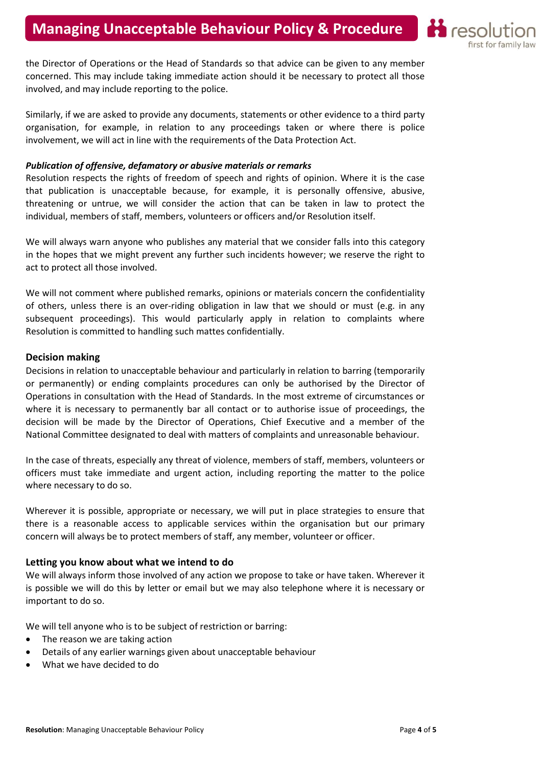the Director of Operations or the Head of Standards so that advice can be given to any member concerned. This may include taking immediate action should it be necessary to protect all those involved, and may include reporting to the police.

Similarly, if we are asked to provide any documents, statements or other evidence to a third party organisation, for example, in relation to any proceedings taken or where there is police involvement, we will act in line with the requirements of the Data Protection Act.

***Publication of offensive, defamatory or abusive materials or remarks***

Resolution respects the rights of freedom of speech and rights of opinion. Where it is the case that publication is unacceptable because, for example, it is personally offensive, abusive, threatening or untrue, we will consider the action that can be taken in law to protect the individual, members of staff, members, volunteers or officers and/or Resolution itself.

We will always warn anyone who publishes any material that we consider falls into this category in the hopes that we might prevent any further such incidents however; we reserve the right to act to protect all those involved.

We will not comment where published remarks, opinions or materials concern the confidentiality of others, unless there is an over-riding obligation in law that we should or must (e.g. in any subsequent proceedings). This would particularly apply in relation to complaints where Resolution is committed to handling such mattes confidentially.

### Decision making

Decisions in relation to unacceptable behaviour and particularly in relation to barring (temporarily or permanently) or ending complaints procedures can only be authorised by the Director of Operations in consultation with the Head of Standards. In the most extreme of circumstances or where it is necessary to permanently bar all contact or to authorise issue of proceedings, the decision will be made by the Director of Operations, Chief Executive and a member of the National Committee designated to deal with matters of complaints and unreasonable behaviour.

In the case of threats, especially any threat of violence, members of staff, members, volunteers or officers must take immediate and urgent action, including reporting the matter to the police where necessary to do so.

Wherever it is possible, appropriate or necessary, we will put in place strategies to ensure that there is a reasonable access to applicable services within the organisation but our primary concern will always be to protect members of staff, any member, volunteer or officer.

### Letting you know about what we intend to do

We will always inform those involved of any action we propose to take or have taken. Wherever it is possible we will do this by letter or email but we may also telephone where it is necessary or important to do so.

We will tell anyone who is to be subject of restriction or barring:

- The reason we are taking action
- Details of any earlier warnings given about unacceptable behaviour
- What we have decided to do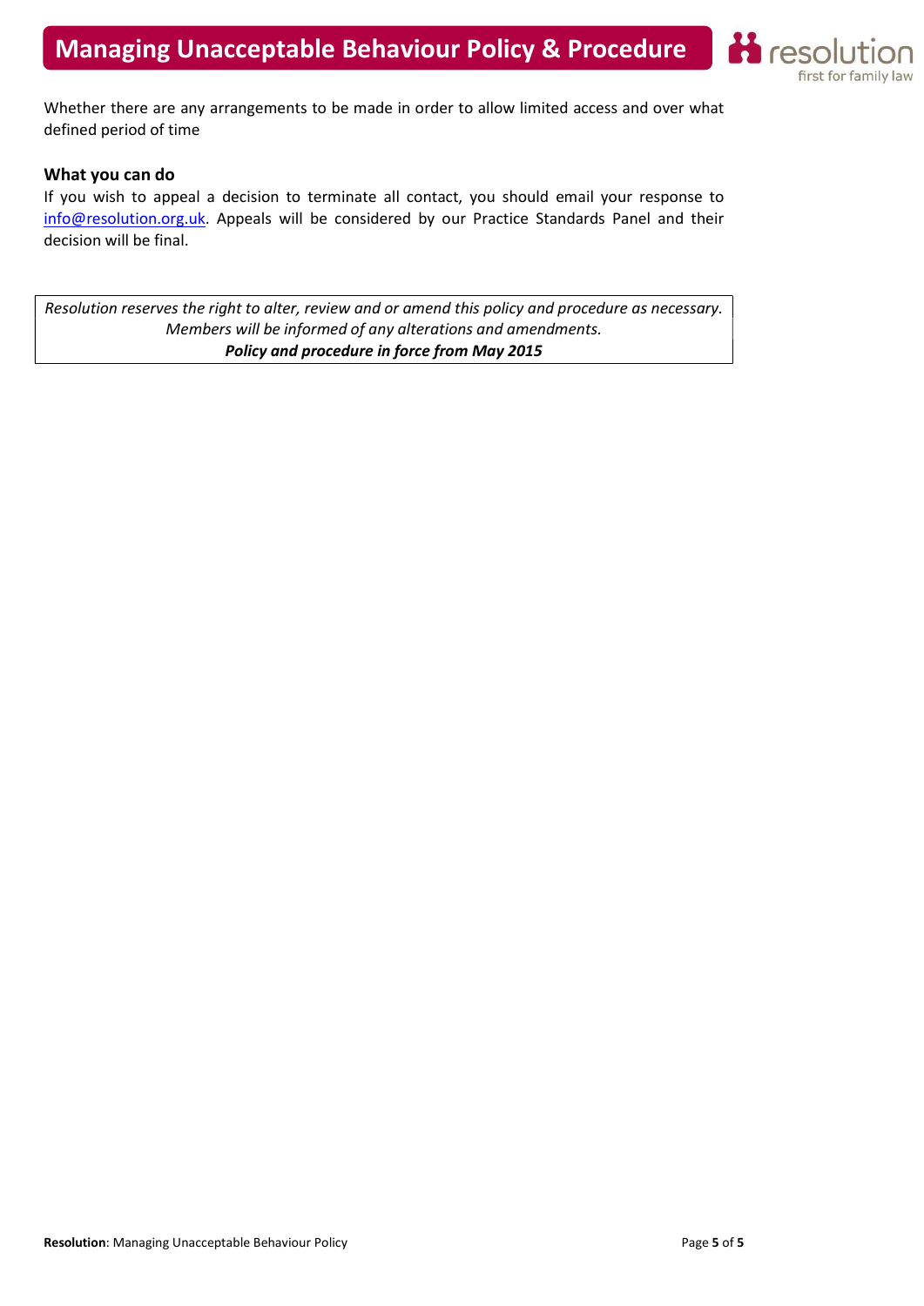Whether there are any arrangements to be made in order to allow limited access and over what defined period of time

**What you can do**

If you wish to appeal a decision to terminate all contact, you should email your response to [info@resolution.org.uk](mailto:info@resolution.org.uk). Appeals will be considered by our Practice Standards Panel and their decision will be final.

*Resolution reserves the right to alter, review and or amend this policy and procedure as necessary. Members will be informed of any alterations and amendments.*

***Policy and procedure in force from May 2015***